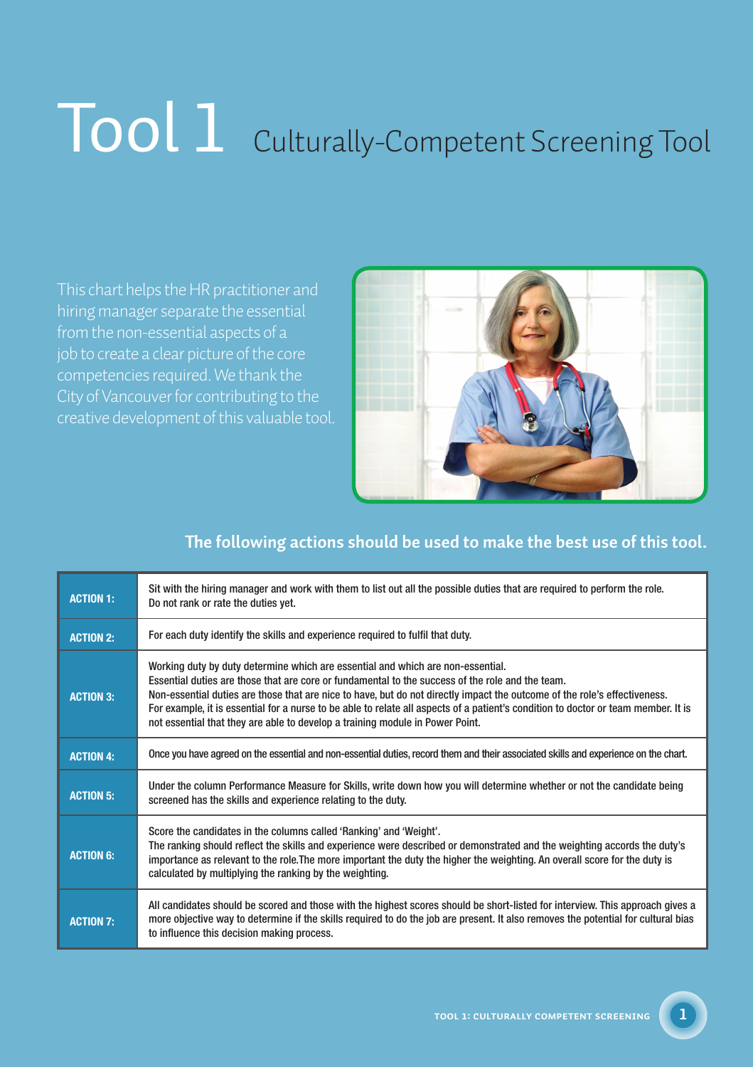# Tool 1 Culturally-Competent Screening Tool

This chart helps the HR practitioner and hiring manager separate the essential from the non-essential aspects of a job to create a clear picture of the core competencies required. We thank the City of Vancouver for contributing to the creative development of this valuable tool.

## The following actions should be used to make the best use of this tool.

| | |
|---|---|
| **ACTION 1:** | Sit with the hiring manager and work with them to list out all the possible duties that are required to perform the role. Do not rank or rate the duties yet. |
| **ACTION 2:** | For each duty identify the skills and experience required to fulfil that duty. |
| **ACTION 3:** | Working duty by duty determine which are essential and which are non-essential. Essential duties are those that are core or fundamental to the success of the role and the team. Non-essential duties are those that are nice to have, but do not directly impact the outcome of the role's effectiveness. For example, it is essential for a nurse to be able to relate all aspects of a patient's condition to doctor or team member. It is not essential that they are able to develop a training module in Power Point. |
| **ACTION 4:** | Once you have agreed on the essential and non-essential duties, record them and their associated skills and experience on the chart. |
| **ACTION 5:** | Under the column Performance Measure for Skills, write down how you will determine whether or not the candidate being screened has the skills and experience relating to the duty. |
| **ACTION 6:** | Score the candidates in the columns called 'Ranking' and 'Weight'. The ranking should reflect the skills and experience were described or demonstrated and the weighting accords the duty's importance as relevant to the role.The more important the duty the higher the weighting. An overall score for the duty is calculated by multiplying the ranking by the weighting. |
| **ACTION 7:** | All candidates should be scored and those with the highest scores should be short-listed for interview. This approach gives a more objective way to determine if the skills required to do the job are present. It also removes the potential for cultural bias to influence this decision making process. |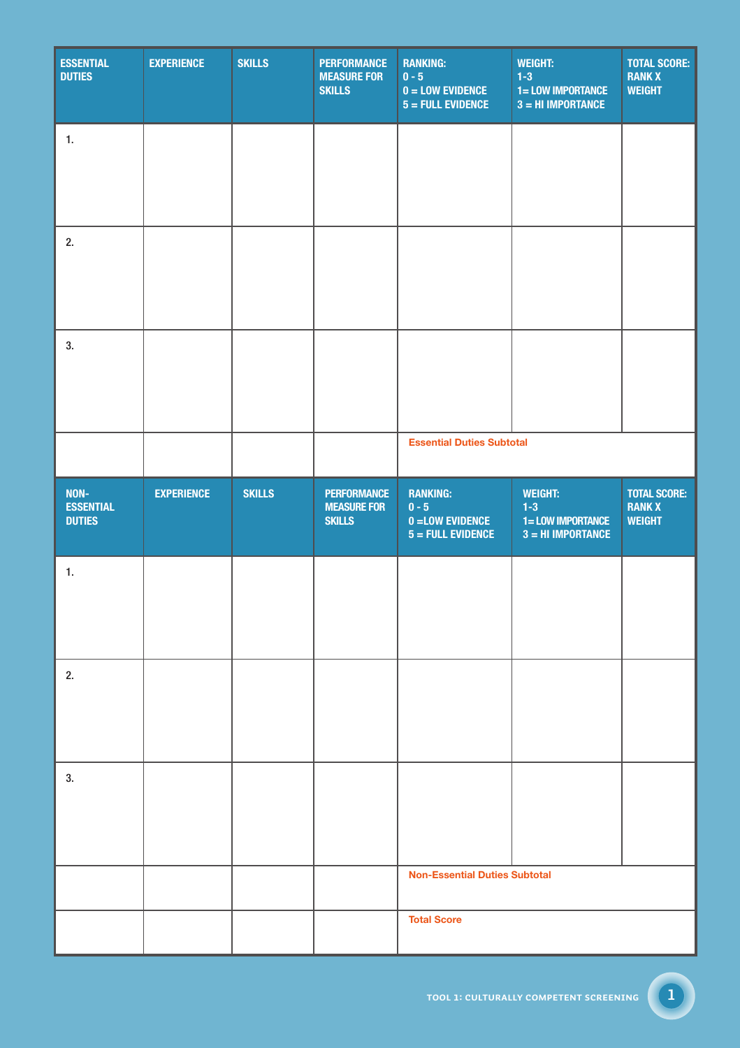| ESSENTIAL DUTIES | EXPERIENCE | SKILLS | PERFORMANCE MEASURE FOR SKILLS | RANKING: 0 - 5 0 = LOW EVIDENCE 5 = FULL EVIDENCE | WEIGHT: 1-3 1= LOW IMPORTANCE 3 = HI IMPORTANCE | TOTAL SCORE: RANK X WEIGHT |
|---|---|---|---|---|---|---|
| 1. | | | | | | |
| 2. | | | | | | |
| 3. | | | | | | |
| | | | | Essential Duties Subtotal | | |
| **NON-ESSENTIAL DUTIES** | **EXPERIENCE** | **SKILLS** | **PERFORMANCE MEASURE FOR SKILLS** | **RANKING: 0 - 5 0 =LOW EVIDENCE 5 = FULL EVIDENCE** | **WEIGHT: 1-3 1= LOW IMPORTANCE 3 = HI IMPORTANCE** | **TOTAL SCORE: RANK X WEIGHT** |
| 1. | | | | | | |
| 2. | | | | | | |
| 3. | | | | | | |
| | | | | Non-Essential Duties Subtotal | | |
| | | | | Total Score | | |